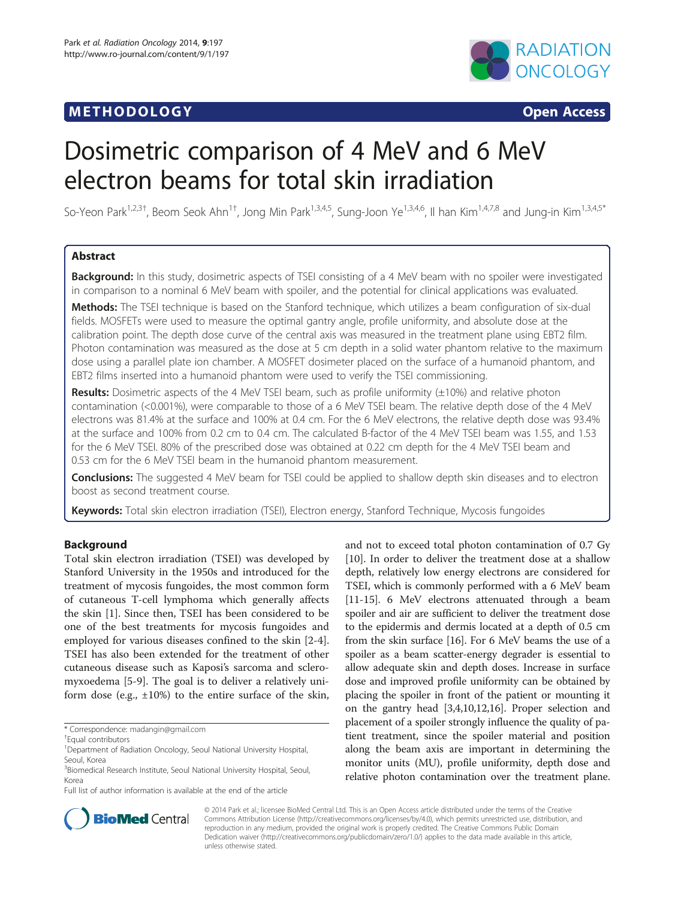METHODOLOGY — Open Access

# Dosimetric comparison of 4 MeV and 6 MeV electron beams for total skin irradiation

So-Yeon Park[1,2,3†], Beom Seok Ahn[1†], Jong Min Park[1,3,4,5], Sung-Joon Ye[1,3,4,6], Il han Kim[1,4,7,8] and Jung-in Kim[1,3,4,5*]

## Abstract

**Background:** In this study, dosimetric aspects of TSEI consisting of a 4 MeV beam with no spoiler were investigated in comparison to a nominal 6 MeV beam with spoiler, and the potential for clinical applications was evaluated.

**Methods:** The TSEI technique is based on the Stanford technique, which utilizes a beam configuration of six-dual fields. MOSFETs were used to measure the optimal gantry angle, profile uniformity, and absolute dose at the calibration point. The depth dose curve of the central axis was measured in the treatment plane using EBT2 film. Photon contamination was measured as the dose at 5 cm depth in a solid water phantom relative to the maximum dose using a parallel plate ion chamber. A MOSFET dosimeter placed on the surface of a humanoid phantom, and EBT2 films inserted into a humanoid phantom were used to verify the TSEI commissioning.

**Results:** Dosimetric aspects of the 4 MeV TSEI beam, such as profile uniformity (±10%) and relative photon contamination (<0.001%), were comparable to those of a 6 MeV TSEI beam. The relative depth dose of the 4 MeV electrons was 81.4% at the surface and 100% at 0.4 cm. For the 6 MeV electrons, the relative depth dose was 93.4% at the surface and 100% from 0.2 cm to 0.4 cm. The calculated B-factor of the 4 MeV TSEI beam was 1.55, and 1.53 for the 6 MeV TSEI. 80% of the prescribed dose was obtained at 0.22 cm depth for the 4 MeV TSEI beam and 0.53 cm for the 6 MeV TSEI beam in the humanoid phantom measurement.

**Conclusions:** The suggested 4 MeV beam for TSEI could be applied to shallow depth skin diseases and to electron boost as second treatment course.

**Keywords:** Total skin electron irradiation (TSEI), Electron energy, Stanford Technique, Mycosis fungoides

## Background

Total skin electron irradiation (TSEI) was developed by Stanford University in the 1950s and introduced for the treatment of mycosis fungoides, the most common form of cutaneous T-cell lymphoma which generally affects the skin [1]. Since then, TSEI has been considered to be one of the best treatments for mycosis fungoides and employed for various diseases confined to the skin [2-4]. TSEI has also been extended for the treatment of other cutaneous disease such as Kaposi's sarcoma and scleromyxoedema [5-9]. The goal is to deliver a relatively uniform dose (e.g., ±10%) to the entire surface of the skin, and not to exceed total photon contamination of 0.7 Gy [10]. In order to deliver the treatment dose at a shallow depth, relatively low energy electrons are considered for TSEI, which is commonly performed with a 6 MeV beam [11-15]. 6 MeV electrons attenuated through a beam spoiler and air are sufficient to deliver the treatment dose to the epidermis and dermis located at a depth of 0.5 cm from the skin surface [16]. For 6 MeV beams the use of a spoiler as a beam scatter-energy degrader is essential to allow adequate skin and depth doses. Increase in surface dose and improved profile uniformity can be obtained by placing the spoiler in front of the patient or mounting it on the gantry head [3,4,10,12,16]. Proper selection and placement of a spoiler strongly influence the quality of patient treatment, since the spoiler material and position along the beam axis are important in determining the monitor units (MU), profile uniformity, depth dose and relative photon contamination over the treatment plane.

\* Correspondence: madangin@gmail.com
†Equal contributors
[1]Department of Radiation Oncology, Seoul National University Hospital, Seoul, Korea
[3]Biomedical Research Institute, Seoul National University Hospital, Seoul, Korea
Full list of author information is available at the end of the article

© 2014 Park et al.; licensee BioMed Central Ltd. This is an Open Access article distributed under the terms of the Creative Commons Attribution License (http://creativecommons.org/licenses/by/4.0), which permits unrestricted use, distribution, and reproduction in any medium, provided the original work is properly credited. The Creative Commons Public Domain Dedication waiver (http://creativecommons.org/publicdomain/zero/1.0/) applies to the data made available in this article, unless otherwise stated.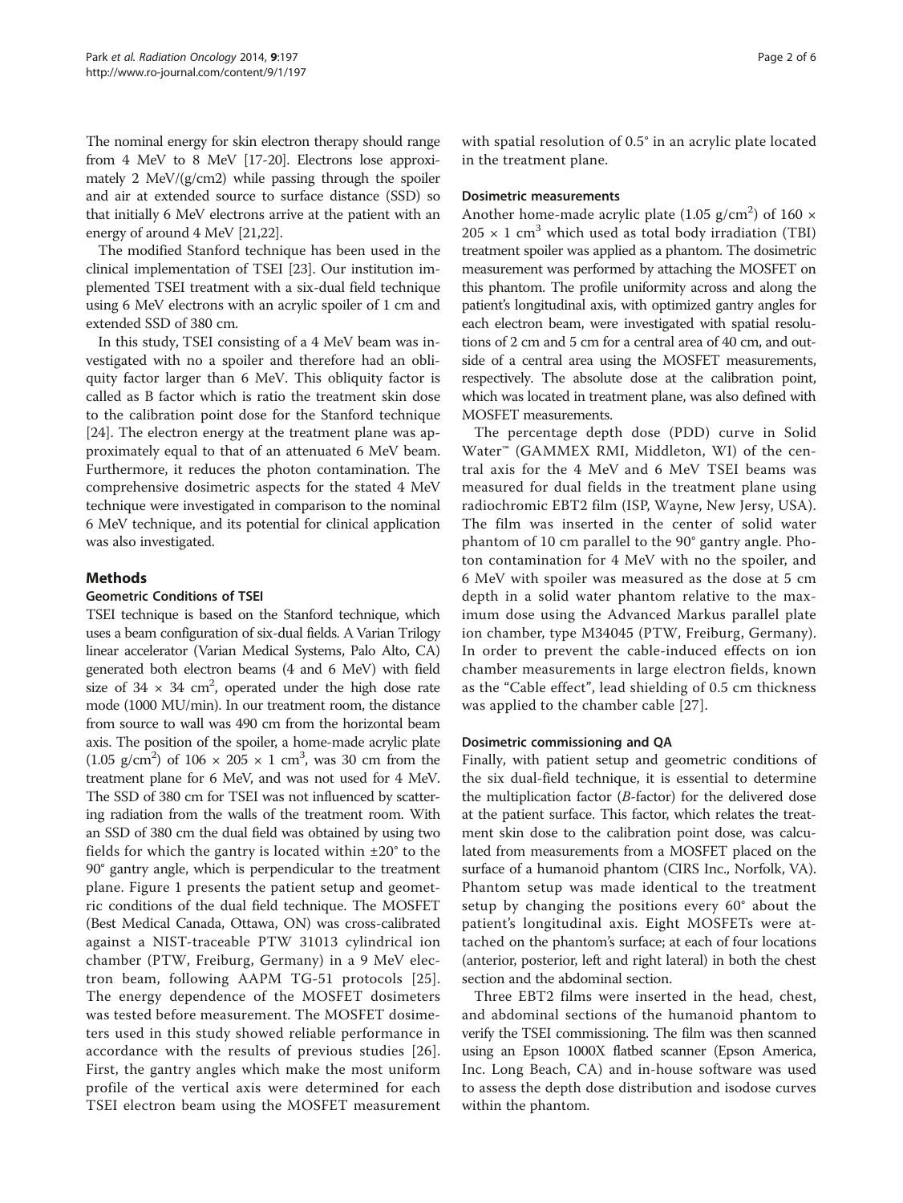The nominal energy for skin electron therapy should range from 4 MeV to 8 MeV [17-20]. Electrons lose approximately 2 MeV/(g/cm2) while passing through the spoiler and air at extended source to surface distance (SSD) so that initially 6 MeV electrons arrive at the patient with an energy of around 4 MeV [21,22].

The modified Stanford technique has been used in the clinical implementation of TSEI [23]. Our institution implemented TSEI treatment with a six-dual field technique using 6 MeV electrons with an acrylic spoiler of 1 cm and extended SSD of 380 cm.

In this study, TSEI consisting of a 4 MeV beam was investigated with no a spoiler and therefore had an obliquity factor larger than 6 MeV. This obliquity factor is called as B factor which is ratio the treatment skin dose to the calibration point dose for the Stanford technique [24]. The electron energy at the treatment plane was approximately equal to that of an attenuated 6 MeV beam. Furthermore, it reduces the photon contamination. The comprehensive dosimetric aspects for the stated 4 MeV technique were investigated in comparison to the nominal 6 MeV technique, and its potential for clinical application was also investigated.

## Methods

### Geometric Conditions of TSEI

TSEI technique is based on the Stanford technique, which uses a beam configuration of six-dual fields. A Varian Trilogy linear accelerator (Varian Medical Systems, Palo Alto, CA) generated both electron beams (4 and 6 MeV) with field size of $34 \times 34$ cm$^2$, operated under the high dose rate mode (1000 MU/min). In our treatment room, the distance from source to wall was 490 cm from the horizontal beam axis. The position of the spoiler, a home-made acrylic plate (1.05 g/cm$^2$) of $106 \times 205 \times 1$ cm$^3$, was 30 cm from the treatment plane for 6 MeV, and was not used for 4 MeV. The SSD of 380 cm for TSEI was not influenced by scattering radiation from the walls of the treatment room. With an SSD of 380 cm the dual field was obtained by using two fields for which the gantry is located within ±20° to the 90° gantry angle, which is perpendicular to the treatment plane. Figure 1 presents the patient setup and geometric conditions of the dual field technique. The MOSFET (Best Medical Canada, Ottawa, ON) was cross-calibrated against a NIST-traceable PTW 31013 cylindrical ion chamber (PTW, Freiburg, Germany) in a 9 MeV electron beam, following AAPM TG-51 protocols [25]. The energy dependence of the MOSFET dosimeters was tested before measurement. The MOSFET dosimeters used in this study showed reliable performance in accordance with the results of previous studies [26]. First, the gantry angles which make the most uniform profile of the vertical axis were determined for each TSEI electron beam using the MOSFET measurement with spatial resolution of 0.5° in an acrylic plate located in the treatment plane.

### Dosimetric measurements

Another home-made acrylic plate (1.05 g/cm$^2$) of $160 \times 205 \times 1$ cm$^3$ which used as total body irradiation (TBI) treatment spoiler was applied as a phantom. The dosimetric measurement was performed by attaching the MOSFET on this phantom. The profile uniformity across and along the patient's longitudinal axis, with optimized gantry angles for each electron beam, were investigated with spatial resolutions of 2 cm and 5 cm for a central area of 40 cm, and outside of a central area using the MOSFET measurements, respectively. The absolute dose at the calibration point, which was located in treatment plane, was also defined with MOSFET measurements.

The percentage depth dose (PDD) curve in Solid Water™ (GAMMEX RMI, Middleton, WI) of the central axis for the 4 MeV and 6 MeV TSEI beams was measured for dual fields in the treatment plane using radiochromic EBT2 film (ISP, Wayne, New Jersy, USA). The film was inserted in the center of solid water phantom of 10 cm parallel to the 90° gantry angle. Photon contamination for 4 MeV with no the spoiler, and 6 MeV with spoiler was measured as the dose at 5 cm depth in a solid water phantom relative to the maximum dose using the Advanced Markus parallel plate ion chamber, type M34045 (PTW, Freiburg, Germany). In order to prevent the cable-induced effects on ion chamber measurements in large electron fields, known as the "Cable effect", lead shielding of 0.5 cm thickness was applied to the chamber cable [27].

### Dosimetric commissioning and QA

Finally, with patient setup and geometric conditions of the six dual-field technique, it is essential to determine the multiplication factor (*B*-factor) for the delivered dose at the patient surface. This factor, which relates the treatment skin dose to the calibration point dose, was calculated from measurements from a MOSFET placed on the surface of a humanoid phantom (CIRS Inc., Norfolk, VA). Phantom setup was made identical to the treatment setup by changing the positions every 60° about the patient's longitudinal axis. Eight MOSFETs were attached on the phantom's surface; at each of four locations (anterior, posterior, left and right lateral) in both the chest section and the abdominal section.

Three EBT2 films were inserted in the head, chest, and abdominal sections of the humanoid phantom to verify the TSEI commissioning. The film was then scanned using an Epson 1000X flatbed scanner (Epson America, Inc. Long Beach, CA) and in-house software was used to assess the depth dose distribution and isodose curves within the phantom.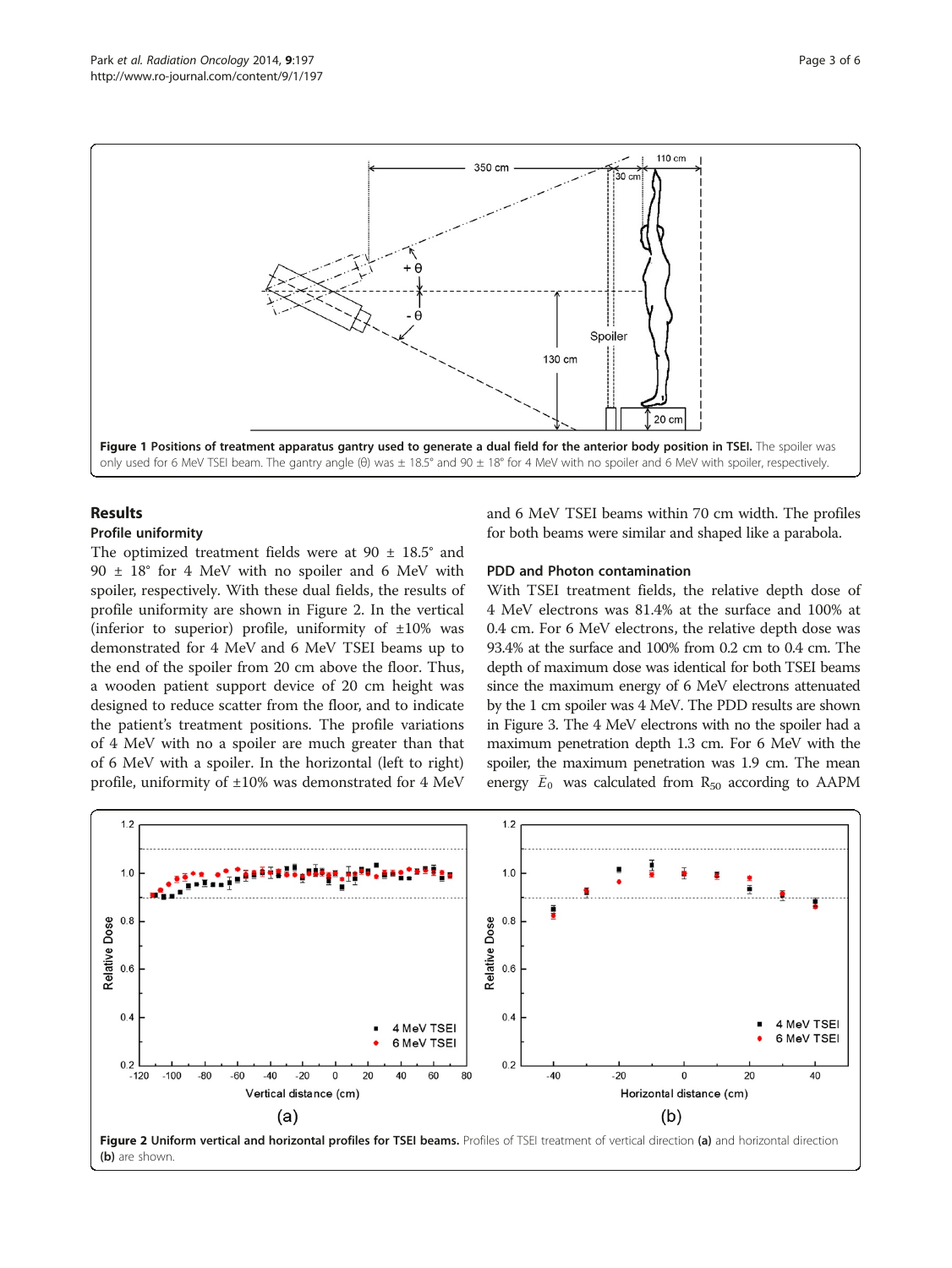Figure 1 Positions of treatment apparatus gantry used to generate a dual field for the anterior body position in TSEI. The spoiler was only used for 6 MeV TSEI beam. The gantry angle (θ) was ± 18.5° and 90 ± 18° for 4 MeV with no spoiler and 6 MeV with spoiler, respectively.

## Results

### Profile uniformity

The optimized treatment fields were at 90 ± 18.5° and 90 ± 18° for 4 MeV with no spoiler and 6 MeV with spoiler, respectively. With these dual fields, the results of profile uniformity are shown in Figure 2. In the vertical (inferior to superior) profile, uniformity of ±10% was demonstrated for 4 MeV and 6 MeV TSEI beams up to the end of the spoiler from 20 cm above the floor. Thus, a wooden patient support device of 20 cm height was designed to reduce scatter from the floor, and to indicate the patient's treatment positions. The profile variations of 4 MeV with no a spoiler are much greater than that of 6 MeV with a spoiler. In the horizontal (left to right) profile, uniformity of ±10% was demonstrated for 4 MeV and 6 MeV TSEI beams within 70 cm width. The profiles for both beams were similar and shaped like a parabola.

### PDD and Photon contamination

With TSEI treatment fields, the relative depth dose of 4 MeV electrons was 81.4% at the surface and 100% at 0.4 cm. For 6 MeV electrons, the relative depth dose was 93.4% at the surface and 100% from 0.2 cm to 0.4 cm. The depth of maximum dose was identical for both TSEI beams since the maximum energy of 6 MeV electrons attenuated by the 1 cm spoiler was 4 MeV. The PDD results are shown in Figure 3. The 4 MeV electrons with no the spoiler had a maximum penetration depth 1.3 cm. For 6 MeV with the spoiler, the maximum penetration was 1.9 cm. The mean energy $\bar{E}_0$ was calculated from $R_{50}$ according to AAPM

Figure 2 Uniform vertical and horizontal profiles for TSEI beams. Profiles of TSEI treatment of vertical direction (a) and horizontal direction (b) are shown.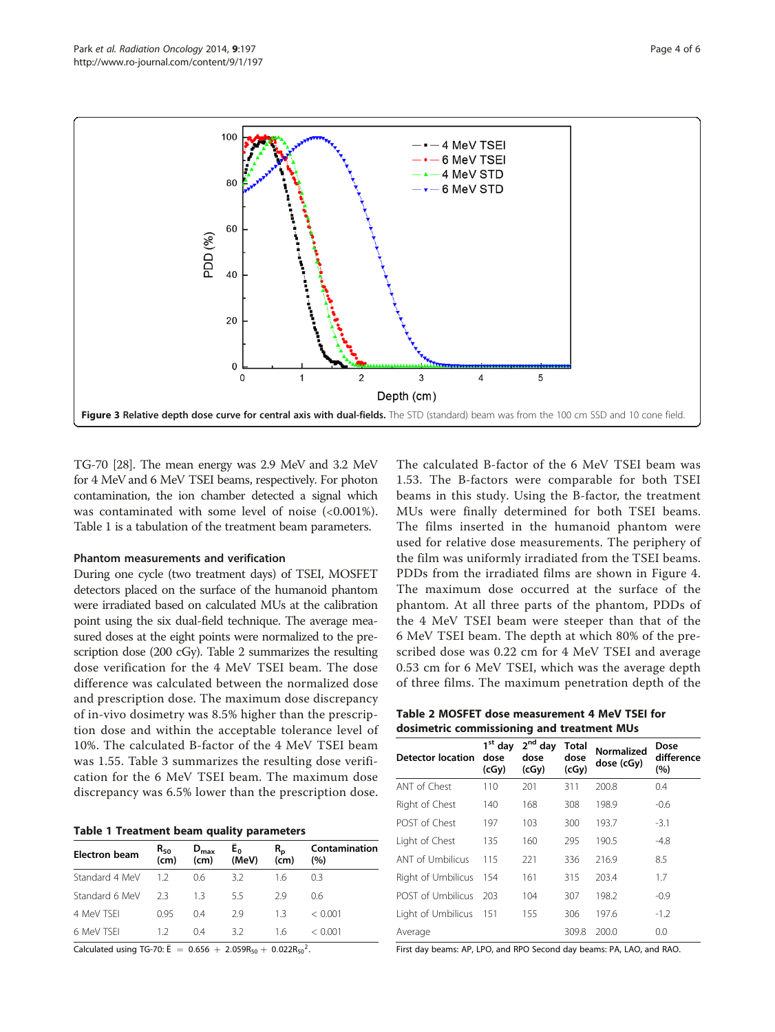**Figure 3 Relative depth dose curve for central axis with dual-fields.** The STD (standard) beam was from the 100 cm SSD and 10 cone field.

TG-70 [28]. The mean energy was 2.9 MeV and 3.2 MeV for 4 MeV and 6 MeV TSEI beams, respectively. For photon contamination, the ion chamber detected a signal which was contaminated with some level of noise (<0.001%). Table 1 is a tabulation of the treatment beam parameters.

### Phantom measurements and verification

During one cycle (two treatment days) of TSEI, MOSFET detectors placed on the surface of the humanoid phantom were irradiated based on calculated MUs at the calibration point using the six dual-field technique. The average measured doses at the eight points were normalized to the prescription dose (200 cGy). Table 2 summarizes the resulting dose verification for the 4 MeV TSEI beam. The dose difference was calculated between the normalized dose and prescription dose. The maximum dose discrepancy of in-vivo dosimetry was 8.5% higher than the prescription dose and within the acceptable tolerance level of 10%. The calculated B-factor of the 4 MeV TSEI beam was 1.55. Table 3 summarizes the resulting dose verification for the 6 MeV TSEI beam. The maximum dose discrepancy was 6.5% lower than the prescription dose.

**Table 1 Treatment beam quality parameters**

| Electron beam | $R_{50}$ (cm) | $D_{max}$ (cm) | $\bar{E}_0$ (MeV) | $R_p$ (cm) | Contamination (%) |
|---|---|---|---|---|---|
| Standard 4 MeV | 1.2 | 0.6 | 3.2 | 1.6 | 0.3 |
| Standard 6 MeV | 2.3 | 1.3 | 5.5 | 2.9 | 0.6 |
| 4 MeV TSEI | 0.95 | 0.4 | 2.9 | 1.3 | < 0.001 |
| 6 MeV TSEI | 1.2 | 0.4 | 3.2 | 1.6 | < 0.001 |

Calculated using TG-70: $\bar{E} = 0.656 + 2.059R_{50} + 0.022R_{50}^2$.

The calculated B-factor of the 6 MeV TSEI beam was 1.53. The B-factors were comparable for both TSEI beams in this study. Using the B-factor, the treatment MUs were finally determined for both TSEI beams. The films inserted in the humanoid phantom were used for relative dose measurements. The periphery of the film was uniformly irradiated from the TSEI beams. PDDs from the irradiated films are shown in Figure 4. The maximum dose occurred at the surface of the phantom. At all three parts of the phantom, PDDs of the 4 MeV TSEI beam were steeper than that of the 6 MeV TSEI beam. The depth at which 80% of the prescribed dose was 0.22 cm for 4 MeV TSEI and average 0.53 cm for 6 MeV TSEI, which was the average depth of three films. The maximum penetration depth of the

**Table 2 MOSFET dose measurement 4 MeV TSEI for dosimetric commissioning and treatment MUs**

| Detector location | 1st day dose (cGy) | 2nd day dose (cGy) | Total dose (cGy) | Normalized dose (cGy) | Dose difference (%) |
|---|---|---|---|---|---|
| ANT of Chest | 110 | 201 | 311 | 200.8 | 0.4 |
| Right of Chest | 140 | 168 | 308 | 198.9 | -0.6 |
| POST of Chest | 197 | 103 | 300 | 193.7 | -3.1 |
| Light of Chest | 135 | 160 | 295 | 190.5 | -4.8 |
| ANT of Umbilicus | 115 | 221 | 336 | 216.9 | 8.5 |
| Right of Umbilicus | 154 | 161 | 315 | 203.4 | 1.7 |
| POST of Umbilicus | 203 | 104 | 307 | 198.2 | -0.9 |
| Light of Umbilicus | 151 | 155 | 306 | 197.6 | -1.2 |
| Average | | | 309.8 | 200.0 | 0.0 |

First day beams: AP, LPO, and RPO Second day beams: PA, LAO, and RAO.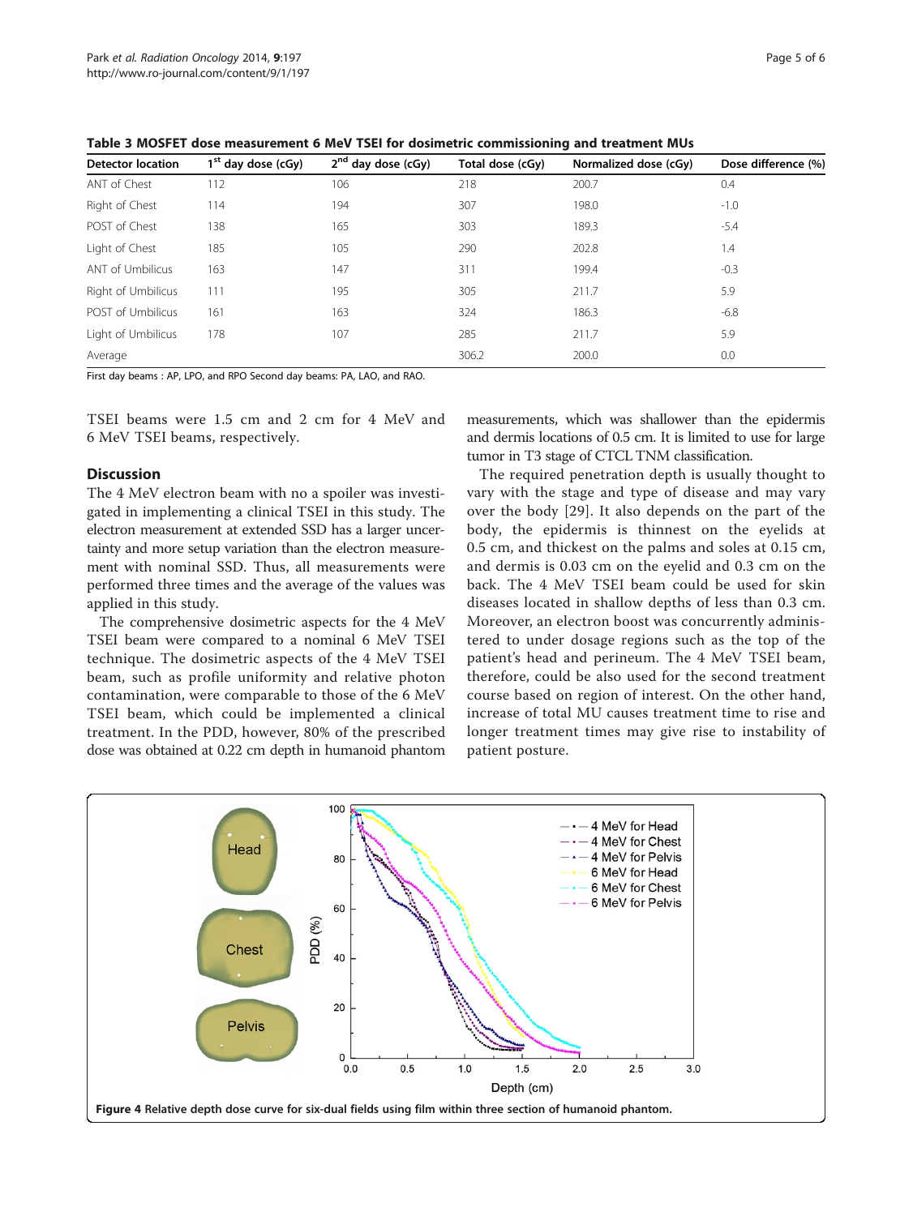**Table 3 MOSFET dose measurement 6 MeV TSEI for dosimetric commissioning and treatment MUs**

| Detector location | 1st day dose (cGy) | 2nd day dose (cGy) | Total dose (cGy) | Normalized dose (cGy) | Dose difference (%) |
|---|---|---|---|---|---|
| ANT of Chest | 112 | 106 | 218 | 200.7 | 0.4 |
| Right of Chest | 114 | 194 | 307 | 198.0 | -1.0 |
| POST of Chest | 138 | 165 | 303 | 189.3 | -5.4 |
| Light of Chest | 185 | 105 | 290 | 202.8 | 1.4 |
| ANT of Umbilicus | 163 | 147 | 311 | 199.4 | -0.3 |
| Right of Umbilicus | 111 | 195 | 305 | 211.7 | 5.9 |
| POST of Umbilicus | 161 | 163 | 324 | 186.3 | -6.8 |
| Light of Umbilicus | 178 | 107 | 285 | 211.7 | 5.9 |
| Average | | | 306.2 | 200.0 | 0.0 |

First day beams : AP, LPO, and RPO Second day beams: PA, LAO, and RAO.

TSEI beams were 1.5 cm and 2 cm for 4 MeV and 6 MeV TSEI beams, respectively.

## Discussion

The 4 MeV electron beam with no a spoiler was investigated in implementing a clinical TSEI in this study. The electron measurement at extended SSD has a larger uncertainty and more setup variation than the electron measurement with nominal SSD. Thus, all measurements were performed three times and the average of the values was applied in this study.

The comprehensive dosimetric aspects for the 4 MeV TSEI beam were compared to a nominal 6 MeV TSEI technique. The dosimetric aspects of the 4 MeV TSEI beam, such as profile uniformity and relative photon contamination, were comparable to those of the 6 MeV TSEI beam, which could be implemented a clinical treatment. In the PDD, however, 80% of the prescribed dose was obtained at 0.22 cm depth in humanoid phantom measurements, which was shallower than the epidermis and dermis locations of 0.5 cm. It is limited to use for large tumor in T3 stage of CTCL TNM classification.

The required penetration depth is usually thought to vary with the stage and type of disease and may vary over the body [29]. It also depends on the part of the body, the epidermis is thinnest on the eyelids at 0.5 cm, and thickest on the palms and soles at 0.15 cm, and dermis is 0.03 cm on the eyelid and 0.3 cm on the back. The 4 MeV TSEI beam could be used for skin diseases located in shallow depths of less than 0.3 cm. Moreover, an electron boost was concurrently administered to under dosage regions such as the top of the patient's head and perineum. The 4 MeV TSEI beam, therefore, could be also used for the second treatment course based on region of interest. On the other hand, increase of total MU causes treatment time to rise and longer treatment times may give rise to instability of patient posture.

**Figure 4 Relative depth dose curve for six-dual fields using film within three section of humanoid phantom.**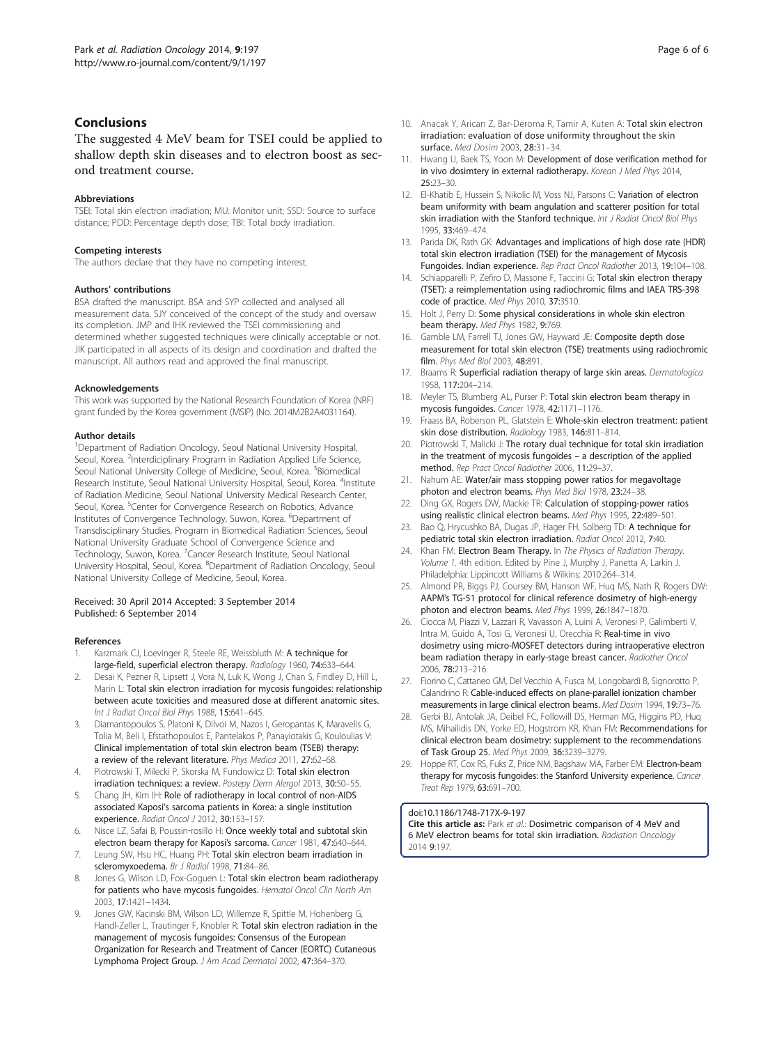## Conclusions

The suggested 4 MeV beam for TSEI could be applied to shallow depth skin diseases and to electron boost as second treatment course.

#### Abbreviations

TSEI: Total skin electron irradiation; MU: Monitor unit; SSD: Source to surface distance; PDD: Percentage depth dose; TBI: Total body irradiation.

#### Competing interests

The authors declare that they have no competing interest.

#### Authors' contributions

BSA drafted the manuscript. BSA and SYP collected and analysed all measurement data. SJY conceived of the concept of the study and oversaw its completion. JMP and IHK reviewed the TSEI commissioning and determined whether suggested techniques were clinically acceptable or not. JIK participated in all aspects of its design and coordination and drafted the manuscript. All authors read and approved the final manuscript.

#### Acknowledgements

This work was supported by the National Research Foundation of Korea (NRF) grant funded by the Korea government (MSIP) (No. 2014M2B2A4031164).

#### Author details

[1]Department of Radiation Oncology, Seoul National University Hospital, Seoul, Korea. [2]Interdisciplinary Program in Radiation Applied Life Science, Seoul National University College of Medicine, Seoul, Korea. [3]Biomedical Research Institute, Seoul National University Hospital, Seoul, Korea. [4]Institute of Radiation Medicine, Seoul National University Medical Research Center, Seoul, Korea. [5]Center for Convergence Research on Robotics, Advance Institutes of Convergence Technology, Suwon, Korea. [6]Department of Transdisciplinary Studies, Program in Biomedical Radiation Sciences, Seoul National University Graduate School of Convergence Science and Technology, Suwon, Korea. [7]Cancer Research Institute, Seoul National University Hospital, Seoul, Korea. [8]Department of Radiation Oncology, Seoul National University College of Medicine, Seoul, Korea.

Received: 30 April 2014 Accepted: 3 September 2014
Published: 6 September 2014

#### References

1. Karzmark CJ, Loevinger R, Steele RE, Weissbluth M: **A technique for large-field, superficial electron therapy.** *Radiology* 1960, **74**:633–644.
2. Desai K, Pezner R, Lipsett J, Vora N, Luk K, Wong J, Chan S, Findley D, Hill L, Marin L: **Total skin electron irradiation for mycosis fungoides: relationship between acute toxicities and measured dose at different anatomic sites.** *Int J Radiat Oncol Biol Phys* 1988, **15**:641–645.
3. Diamantopoulos S, Platoni K, Dilvoi M, Nazos I, Geropantas K, Maravelis G, Tolia M, Beli I, Efstathopoulos E, Pantelakos P, Panayiotakis G, Kouloulias V: **Clinical implementation of total skin electron beam (TSEB) therapy: a review of the relevant literature.** *Phys Medica* 2011, **27**:62–68.
4. Piotrowski T, Milecki P, Skorska M, Fundowicz D: **Total skin electron irradiation techniques: a review.** *Postepy Derm Alergol* 2013, **30**:50–55.
5. Chang JH, Kim IH: **Role of radiotherapy in local control of non-AIDS associated Kaposi's sarcoma patients in Korea: a single institution experience.** *Radiat Oncol J* 2012, **30**:153–157.
6. Nisce LZ, Safai B, Poussin-rosillo H: **Once weekly total and subtotal skin electron beam therapy for Kaposi's sarcoma.** *Cancer* 1981, **47**:640–644.
7. Leung SW, Hsu HC, Huang PH: **Total skin electron beam irradiation in scleromyxoedema.** *Br J Radiol* 1998, **71**:84–86.
8. Jones G, Wilson LD, Fox-Goguen L: **Total skin electron beam radiotherapy for patients who have mycosis fungoides.** *Hematol Oncol Clin North Am* 2003, **17**:1421–1434.
9. Jones GW, Kacinski BM, Wilson LD, Willemze R, Spittle M, Hohenberg G, Handl-Zeller L, Trautinger F, Knobler R: **Total skin electron radiation in the management of mycosis fungoides: Consensus of the European Organization for Research and Treatment of Cancer (EORTC) Cutaneous Lymphoma Project Group.** *J Am Acad Dermatol* 2002, **47**:364–370.
10. Anacak Y, Arican Z, Bar-Deroma R, Tamir A, Kuten A: **Total skin electron irradiation: evaluation of dose uniformity throughout the skin surface.** *Med Dosim* 2003, **28**:31–34.
11. Hwang U, Baek TS, Yoon M: **Development of dose verification method for in vivo dosimtery in external radiotherapy.** *Korean J Med Phys* 2014, **25**:23–30.
12. El-Khatib E, Hussein S, Nikolic M, Voss NJ, Parsons C: **Variation of electron beam uniformity with beam angulation and scatterer position for total skin irradiation with the Stanford technique.** *Int J Radiat Oncol Biol Phys* 1995, **33**:469–474.
13. Parida DK, Rath GK: **Advantages and implications of high dose rate (HDR) total skin electron irradiation (TSEI) for the management of Mycosis Fungoides. Indian experience.** *Rep Pract Oncol Radiother* 2013, **19**:104–108.
14. Schiapparelli P, Zefiro D, Massone F, Taccini G: **Total skin electron therapy (TSET): a reimplementation using radiochromic films and IAEA TRS-398 code of practice.** *Med Phys* 2010, **37**:3510.
15. Holt J, Perry D: **Some physical considerations in whole skin electron beam therapy.** *Med Phys* 1982, **9**:769.
16. Gamble LM, Farrell TJ, Jones GW, Hayward JE: **Composite depth dose measurement for total skin electron (TSE) treatments using radiochromic film.** *Phys Med Biol* 2003, **48**:891.
17. Braams R: **Superficial radiation therapy of large skin areas.** *Dermatologica* 1958, **117**:204–214.
18. Meyler TS, Blumberg AL, Purser P: **Total skin electron beam therapy in mycosis fungoides.** *Cancer* 1978, **42**:1171–1176.
19. Fraass BA, Roberson PL, Glatstein E: **Whole-skin electron treatment: patient skin dose distribution.** *Radiology* 1983, **146**:811–814.
20. Piotrowski T, Malicki J: **The rotary dual technique for total skin irradiation in the treatment of mycosis fungoides – a description of the applied method.** *Rep Pract Oncol Radiother* 2006, **11**:29–37.
21. Nahum AE: **Water/air mass stopping power ratios for megavoltage photon and electron beams.** *Phys Med Biol* 1978, **23**:24–38.
22. Ding GX, Rogers DW, Mackie TR: **Calculation of stopping-power ratios using realistic clinical electron beams.** *Med Phys* 1995, **22**:489–501.
23. Bao Q, Hrycushko BA, Dugas JP, Hager FH, Solberg TD: **A technique for pediatric total skin electron irradiation.** *Radiat Oncol* 2012, **7**:40.
24. Khan FM: **Electron Beam Therapy.** In *The Physics of Radiation Therapy. Volume 1.* 4th edition. Edited by Pine J, Murphy J, Panetta A, Larkin J. Philadelphia: Lippincott Williams & Wilkins; 2010:264–314.
25. Almond PR, Biggs PJ, Coursey BM, Hanson WF, Huq MS, Nath R, Rogers DW: **AAPM's TG-51 protocol for clinical reference dosimetry of high-energy photon and electron beams.** *Med Phys* 1999, **26**:1847–1870.
26. Ciocca M, Piazzi V, Lazzari R, Vavassori A, Luini A, Veronesi P, Galimberti V, Intra M, Guido A, Tosi G, Veronesi U, Orecchia R: **Real-time in vivo dosimetry using micro-MOSFET detectors during intraoperative electron beam radiation therapy in early-stage breast cancer.** *Radiother Oncol* 2006, **78**:213–216.
27. Fiorino C, Cattaneo GM, Del Vecchio A, Fusca M, Longobardi B, Signorotto P, Calandrino R: **Cable-induced effects on plane-parallel ionization chamber measurements in large clinical electron beams.** *Med Dosim* 1994, **19**:73–76.
28. Gerbi BJ, Antolak JA, Deibel FC, Followill DS, Herman MG, Higgins PD, Huq MS, Mihailidis DN, Yorke ED, Hogstrom KR, Khan FM: **Recommendations for clinical electron beam dosimetry: supplement to the recommendations of Task Group 25.** *Med Phys* 2009, **36**:3239–3279.
29. Hoppe RT, Cox RS, Fuks Z, Price NM, Bagshaw MA, Farber EM: **Electron-beam therapy for mycosis fungoides: the Stanford University experience.** *Cancer Treat Rep* 1979, **63**:691–700.

doi:10.1186/1748-717X-9-197
**Cite this article as:** Park *et al.*: Dosimetric comparison of 4 MeV and 6 MeV electron beams for total skin irradiation. *Radiation Oncology* 2014 **9**:197.